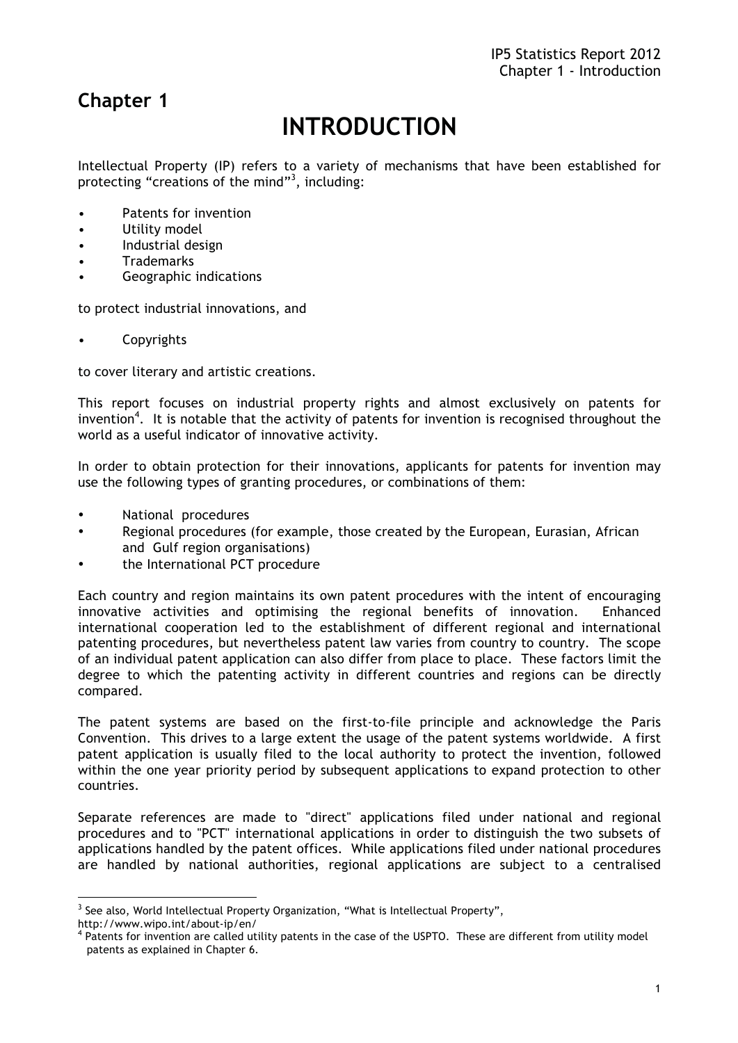# Chapter 1

# INTRODUCTION

Intellectual Property (IP) refers to a variety of mechanisms that have been established for protecting “creations of the mind”[3], including:

- Patents for invention
- Utility model
- Industrial design
- Trademarks
- Geographic indications

to protect industrial innovations, and

- Copyrights

to cover literary and artistic creations.

This report focuses on industrial property rights and almost exclusively on patents for invention[4]. It is notable that the activity of patents for invention is recognised throughout the world as a useful indicator of innovative activity.

In order to obtain protection for their innovations, applicants for patents for invention may use the following types of granting procedures, or combinations of them:

- National procedures
- Regional procedures (for example, those created by the European, Eurasian, African and Gulf region organisations)
- the International PCT procedure

Each country and region maintains its own patent procedures with the intent of encouraging innovative activities and optimising the regional benefits of innovation. Enhanced international cooperation led to the establishment of different regional and international patenting procedures, but nevertheless patent law varies from country to country. The scope of an individual patent application can also differ from place to place. These factors limit the degree to which the patenting activity in different countries and regions can be directly compared.

The patent systems are based on the first-to-file principle and acknowledge the Paris Convention. This drives to a large extent the usage of the patent systems worldwide. A first patent application is usually filed to the local authority to protect the invention, followed within the one year priority period by subsequent applications to expand protection to other countries.

Separate references are made to "direct" applications filed under national and regional procedures and to "PCT" international applications in order to distinguish the two subsets of applications handled by the patent offices. While applications filed under national procedures are handled by national authorities, regional applications are subject to a centralised

[3] See also, World Intellectual Property Organization, “What is Intellectual Property”, http://www.wipo.int/about-ip/en/

[4] Patents for invention are called utility patents in the case of the USPTO. These are different from utility model patents as explained in Chapter 6.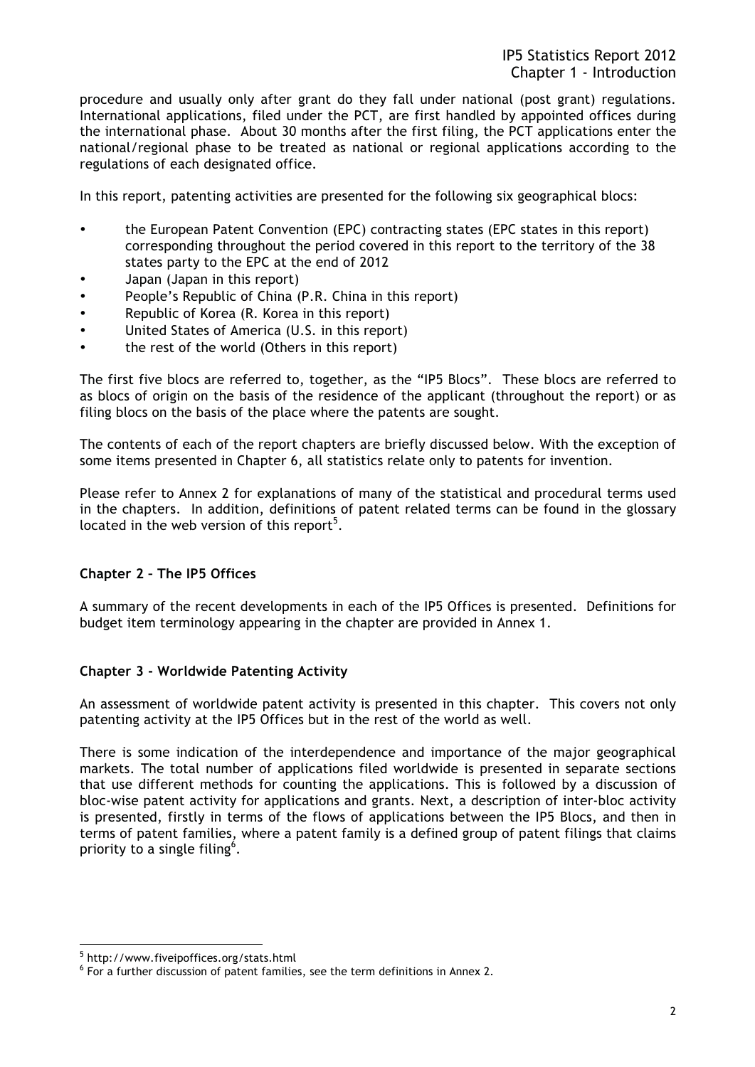procedure and usually only after grant do they fall under national (post grant) regulations. International applications, filed under the PCT, are first handled by appointed offices during the international phase. About 30 months after the first filing, the PCT applications enter the national/regional phase to be treated as national or regional applications according to the regulations of each designated office.

In this report, patenting activities are presented for the following six geographical blocs:

- the European Patent Convention (EPC) contracting states (EPC states in this report) corresponding throughout the period covered in this report to the territory of the 38 states party to the EPC at the end of 2012
- Japan (Japan in this report)
- People's Republic of China (P.R. China in this report)
- Republic of Korea (R. Korea in this report)
- United States of America (U.S. in this report)
- the rest of the world (Others in this report)

The first five blocs are referred to, together, as the "IP5 Blocs". These blocs are referred to as blocs of origin on the basis of the residence of the applicant (throughout the report) or as filing blocs on the basis of the place where the patents are sought.

The contents of each of the report chapters are briefly discussed below. With the exception of some items presented in Chapter 6, all statistics relate only to patents for invention.

Please refer to Annex 2 for explanations of many of the statistical and procedural terms used in the chapters. In addition, definitions of patent related terms can be found in the glossary located in the web version of this report[5].

### Chapter 2 – The IP5 Offices

A summary of the recent developments in each of the IP5 Offices is presented. Definitions for budget item terminology appearing in the chapter are provided in Annex 1.

### Chapter 3 - Worldwide Patenting Activity

An assessment of worldwide patent activity is presented in this chapter. This covers not only patenting activity at the IP5 Offices but in the rest of the world as well.

There is some indication of the interdependence and importance of the major geographical markets. The total number of applications filed worldwide is presented in separate sections that use different methods for counting the applications. This is followed by a discussion of bloc-wise patent activity for applications and grants. Next, a description of inter-bloc activity is presented, firstly in terms of the flows of applications between the IP5 Blocs, and then in terms of patent families, where a patent family is a defined group of patent filings that claims priority to a single filing[6].

---

[5] http://www.fiveipoffices.org/stats.html

[6] For a further discussion of patent families, see the term definitions in Annex 2.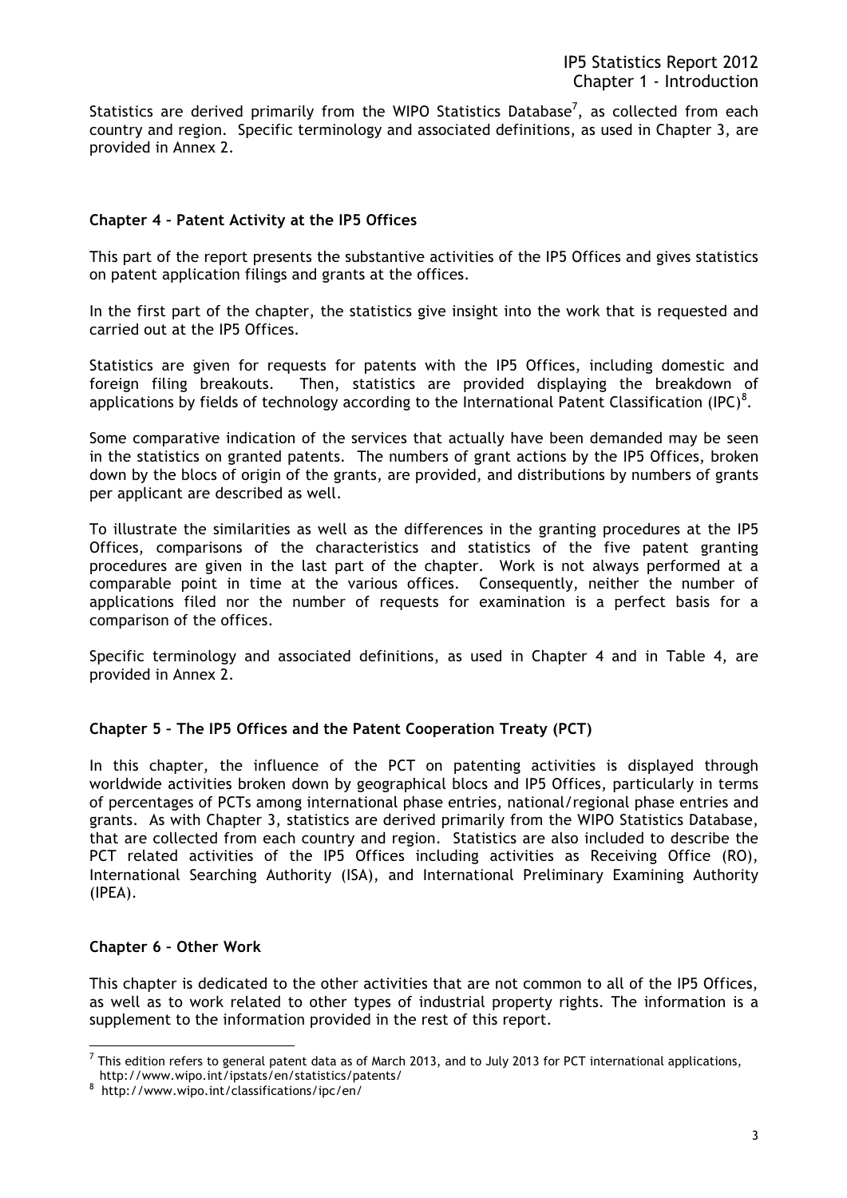Statistics are derived primarily from the WIPO Statistics Database[7], as collected from each country and region. Specific terminology and associated definitions, as used in Chapter 3, are provided in Annex 2.

### Chapter 4 – Patent Activity at the IP5 Offices

This part of the report presents the substantive activities of the IP5 Offices and gives statistics on patent application filings and grants at the offices.

In the first part of the chapter, the statistics give insight into the work that is requested and carried out at the IP5 Offices.

Statistics are given for requests for patents with the IP5 Offices, including domestic and foreign filing breakouts. Then, statistics are provided displaying the breakdown of applications by fields of technology according to the International Patent Classification (IPC)[8].

Some comparative indication of the services that actually have been demanded may be seen in the statistics on granted patents. The numbers of grant actions by the IP5 Offices, broken down by the blocs of origin of the grants, are provided, and distributions by numbers of grants per applicant are described as well.

To illustrate the similarities as well as the differences in the granting procedures at the IP5 Offices, comparisons of the characteristics and statistics of the five patent granting procedures are given in the last part of the chapter. Work is not always performed at a comparable point in time at the various offices. Consequently, neither the number of applications filed nor the number of requests for examination is a perfect basis for a comparison of the offices.

Specific terminology and associated definitions, as used in Chapter 4 and in Table 4, are provided in Annex 2.

### Chapter 5 – The IP5 Offices and the Patent Cooperation Treaty (PCT)

In this chapter, the influence of the PCT on patenting activities is displayed through worldwide activities broken down by geographical blocs and IP5 Offices, particularly in terms of percentages of PCTs among international phase entries, national/regional phase entries and grants. As with Chapter 3, statistics are derived primarily from the WIPO Statistics Database, that are collected from each country and region. Statistics are also included to describe the PCT related activities of the IP5 Offices including activities as Receiving Office (RO), International Searching Authority (ISA), and International Preliminary Examining Authority (IPEA).

### Chapter 6 – Other Work

This chapter is dedicated to the other activities that are not common to all of the IP5 Offices, as well as to work related to other types of industrial property rights. The information is a supplement to the information provided in the rest of this report.

---

[7] This edition refers to general patent data as of March 2013, and to July 2013 for PCT international applications, http://www.wipo.int/ipstats/en/statistics/patents/

[8] http://www.wipo.int/classifications/ipc/en/